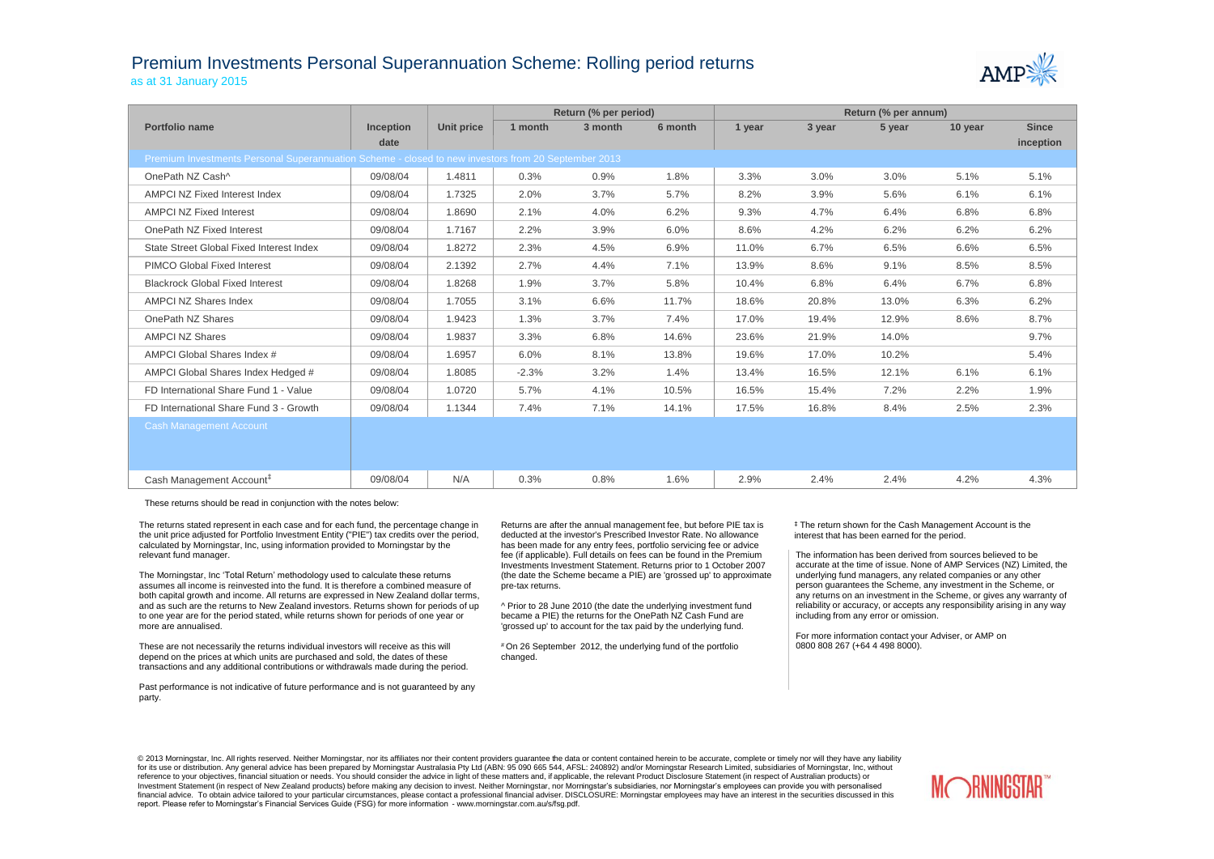# Premium Investments Personal Superannuation Scheme: Rolling period returns

as at 31 January 2015

| Portfolio name | Inception date | Unit price | Return (% per period) | | | Return (% per annum) | | | | |
|---|---|---|---|---|---|---|---|---|---|---|
| | | | 1 month | 3 month | 6 month | 1 year | 3 year | 5 year | 10 year | Since inception |
| Premium Investments Personal Superannuation Scheme - closed to new investors from 20 September 2013 | | | | | | | | | | |
| OnePath NZ Cash^ | 09/08/04 | 1.4811 | 0.3% | 0.9% | 1.8% | 3.3% | 3.0% | 3.0% | 5.1% | 5.1% |
| AMPCI NZ Fixed Interest Index | 09/08/04 | 1.7325 | 2.0% | 3.7% | 5.7% | 8.2% | 3.9% | 5.6% | 6.1% | 6.1% |
| AMPCI NZ Fixed Interest | 09/08/04 | 1.8690 | 2.1% | 4.0% | 6.2% | 9.3% | 4.7% | 6.4% | 6.8% | 6.8% |
| OnePath NZ Fixed Interest | 09/08/04 | 1.7167 | 2.2% | 3.9% | 6.0% | 8.6% | 4.2% | 6.2% | 6.2% | 6.2% |
| State Street Global Fixed Interest Index | 09/08/04 | 1.8272 | 2.3% | 4.5% | 6.9% | 11.0% | 6.7% | 6.5% | 6.6% | 6.5% |
| PIMCO Global Fixed Interest | 09/08/04 | 2.1392 | 2.7% | 4.4% | 7.1% | 13.9% | 8.6% | 9.1% | 8.5% | 8.5% |
| Blackrock Global Fixed Interest | 09/08/04 | 1.8268 | 1.9% | 3.7% | 5.8% | 10.4% | 6.8% | 6.4% | 6.7% | 6.8% |
| AMPCI NZ Shares Index | 09/08/04 | 1.7055 | 3.1% | 6.6% | 11.7% | 18.6% | 20.8% | 13.0% | 6.3% | 6.2% |
| OnePath NZ Shares | 09/08/04 | 1.9423 | 1.3% | 3.7% | 7.4% | 17.0% | 19.4% | 12.9% | 8.6% | 8.7% |
| AMPCI NZ Shares | 09/08/04 | 1.9837 | 3.3% | 6.8% | 14.6% | 23.6% | 21.9% | 14.0% | | 9.7% |
| AMPCI Global Shares Index # | 09/08/04 | 1.6957 | 6.0% | 8.1% | 13.8% | 19.6% | 17.0% | 10.2% | | 5.4% |
| AMPCI Global Shares Index Hedged # | 09/08/04 | 1.8085 | -2.3% | 3.2% | 1.4% | 13.4% | 16.5% | 12.1% | 6.1% | 6.1% |
| FD International Share Fund 1 - Value | 09/08/04 | 1.0720 | 5.7% | 4.1% | 10.5% | 16.5% | 15.4% | 7.2% | 2.2% | 1.9% |
| FD International Share Fund 3 - Growth | 09/08/04 | 1.1344 | 7.4% | 7.1% | 14.1% | 17.5% | 16.8% | 8.4% | 2.5% | 2.3% |
| Cash Management Account | | | | | | | | | | |
| Cash Management Account‡ | 09/08/04 | N/A | 0.3% | 0.8% | 1.6% | 2.9% | 2.4% | 2.4% | 4.2% | 4.3% |

These returns should be read in conjunction with the notes below:

The returns stated represent in each case and for each fund, the percentage change in the unit price adjusted for Portfolio Investment Entity ("PIE") tax credits over the period, calculated by Morningstar, Inc, using information provided to Morningstar by the relevant fund manager.

The Morningstar, Inc 'Total Return' methodology used to calculate these returns assumes all income is reinvested into the fund. It is therefore a combined measure of both capital growth and income. All returns are expressed in New Zealand dollar terms, and as such are the returns to New Zealand investors. Returns shown for periods of up to one year are for the period stated, while returns shown for periods of one year or more are annualised.

These are not necessarily the returns individual investors will receive as this will depend on the prices at which units are purchased and sold, the dates of these transactions and any additional contributions or withdrawals made during the period.

Past performance is not indicative of future performance and is not guaranteed by any party.

Returns are after the annual management fee, but before PIE tax is deducted at the investor's Prescribed Investor Rate. No allowance has been made for any entry fees, portfolio servicing fee or advice fee (if applicable). Full details on fees can be found in the Premium Investments Investment Statement. Returns prior to 1 October 2007 (the date the Scheme became a PIE) are 'grossed up' to approximate pre-tax returns.

^ Prior to 28 June 2010 (the date the underlying investment fund became a PIE) the returns for the OnePath NZ Cash Fund are 'grossed up' to account for the tax paid by the underlying fund.

# On 26 September 2012, the underlying fund of the portfolio changed.

‡ The return shown for the Cash Management Account is the interest that has been earned for the period.

The information has been derived from sources believed to be accurate at the time of issue. None of AMP Services (NZ) Limited, the underlying fund managers, any related companies or any other person guarantees the Scheme, any investment in the Scheme, or any returns on an investment in the Scheme, or gives any warranty of reliability or accuracy, or accepts any responsibility arising in any way including from any error or omission.

For more information contact your Adviser, or AMP on 0800 808 267 (+64 4 498 8000).

© 2013 Morningstar, Inc. All rights reserved. Neither Morningstar, nor its affiliates nor their content providers guarantee the data or content contained herein to be accurate, complete or timely nor will they have any liability for its use or distribution. Any general advice has been prepared by Morningstar Australasia Pty Ltd (ABN: 95 090 665 544, AFSL: 240892) and/or Morningstar Research Limited, subsidiaries of Morningstar, Inc, without reference to your objectives, financial situation or needs. You should consider the advice in light of these matters and, if applicable, the relevant Product Disclosure Statement (in respect of Australian products) or Investment Statement (in respect of New Zealand products) before making any decision to invest. Neither Morningstar, nor Morningstar's subsidiaries, nor Morningstar's employees can provide you with personalised financial advice. To obtain advice tailored to your particular circumstances, please contact a professional financial adviser. DISCLOSURE: Morningstar employees may have an interest in the securities discussed in this report. Please refer to Morningstar's Financial Services Guide (FSG) for more information - www.morningstar.com.au/s/fsg.pdf.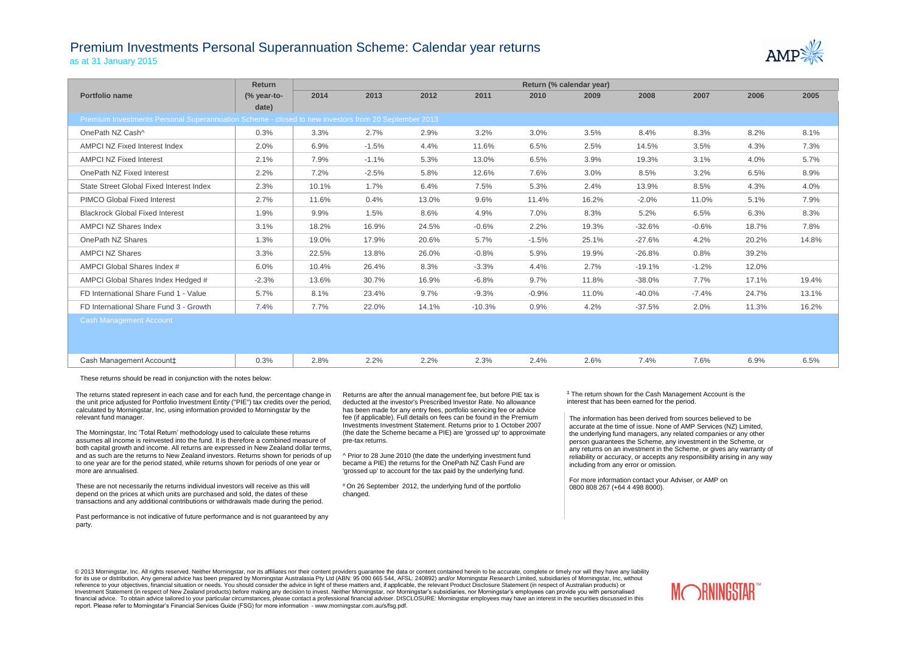# Premium Investments Personal Superannuation Scheme: Calendar year returns

as at 31 January 2015

| Portfolio name | Return (% year-to-date) | Return (% calendar year) | | | | | | | | | |
|---|---|---|---|---|---|---|---|---|---|---|---|
| | | 2014 | 2013 | 2012 | 2011 | 2010 | 2009 | 2008 | 2007 | 2006 | 2005 |
| Premium Investments Personal Superannuation Scheme - closed to new investors from 20 September 2013 | | | | | | | | | | | |
| OnePath NZ Cash^ | 0.3% | 3.3% | 2.7% | 2.9% | 3.2% | 3.0% | 3.5% | 8.4% | 8.3% | 8.2% | 8.1% |
| AMPCI NZ Fixed Interest Index | 2.0% | 6.9% | -1.5% | 4.4% | 11.6% | 6.5% | 2.5% | 14.5% | 3.5% | 4.3% | 7.3% |
| AMPCI NZ Fixed Interest | 2.1% | 7.9% | -1.1% | 5.3% | 13.0% | 6.5% | 3.9% | 19.3% | 3.1% | 4.0% | 5.7% |
| OnePath NZ Fixed Interest | 2.2% | 7.2% | -2.5% | 5.8% | 12.6% | 7.6% | 3.0% | 8.5% | 3.2% | 6.5% | 8.9% |
| State Street Global Fixed Interest Index | 2.3% | 10.1% | 1.7% | 6.4% | 7.5% | 5.3% | 2.4% | 13.9% | 8.5% | 4.3% | 4.0% |
| PIMCO Global Fixed Interest | 2.7% | 11.6% | 0.4% | 13.0% | 9.6% | 11.4% | 16.2% | -2.0% | 11.0% | 5.1% | 7.9% |
| Blackrock Global Fixed Interest | 1.9% | 9.9% | 1.5% | 8.6% | 4.9% | 7.0% | 8.3% | 5.2% | 6.5% | 6.3% | 8.3% |
| AMPCI NZ Shares Index | 3.1% | 18.2% | 16.9% | 24.5% | -0.6% | 2.2% | 19.3% | -32.6% | -0.6% | 18.7% | 7.8% |
| OnePath NZ Shares | 1.3% | 19.0% | 17.9% | 20.6% | 5.7% | -1.5% | 25.1% | -27.6% | 4.2% | 20.2% | 14.8% |
| AMPCI NZ Shares | 3.3% | 22.5% | 13.8% | 26.0% | -0.8% | 5.9% | 19.9% | -26.8% | 0.8% | 39.2% | |
| AMPCI Global Shares Index # | 6.0% | 10.4% | 26.4% | 8.3% | -3.3% | 4.4% | 2.7% | -19.1% | -1.2% | 12.0% | |
| AMPCI Global Shares Index Hedged # | -2.3% | 13.6% | 30.7% | 16.9% | -6.8% | 9.7% | 11.8% | -38.0% | 7.7% | 17.1% | 19.4% |
| FD International Share Fund 1 - Value | 5.7% | 8.1% | 23.4% | 9.7% | -9.3% | -0.9% | 11.0% | -40.0% | -7.4% | 24.7% | 13.1% |
| FD International Share Fund 3 - Growth | 7.4% | 7.7% | 22.0% | 14.1% | -10.3% | 0.9% | 4.2% | -37.5% | 2.0% | 11.3% | 16.2% |
| Cash Management Account | | | | | | | | | | | |
| Cash Management Account‡ | 0.3% | 2.8% | 2.2% | 2.2% | 2.3% | 2.4% | 2.6% | 7.4% | 7.6% | 6.9% | 6.5% |

These returns should be read in conjunction with the notes below:

The returns stated represent in each case and for each fund, the percentage change in the unit price adjusted for Portfolio Investment Entity ("PIE") tax credits over the period, calculated by Morningstar, Inc, using information provided to Morningstar by the relevant fund manager.

The Morningstar, Inc 'Total Return' methodology used to calculate these returns assumes all income is reinvested into the fund. It is therefore a combined measure of both capital growth and income. All returns are expressed in New Zealand dollar terms, and as such are the returns to New Zealand investors. Returns shown for periods of up to one year are for the period stated, while returns shown for periods of one year or more are annualised.

These are not necessarily the returns individual investors will receive as this will depend on the prices at which units are purchased and sold, the dates of these transactions and any additional contributions or withdrawals made during the period.

Past performance is not indicative of future performance and is not guaranteed by any party.

Returns are after the annual management fee, but before PIE tax is deducted at the investor's Prescribed Investor Rate. No allowance has been made for any entry fees, portfolio servicing fee or advice fee (if applicable). Full details on fees can be found in the Premium Investments Investment Statement. Returns prior to 1 October 2007 (the date the Scheme became a PIE) are 'grossed up' to approximate pre-tax returns.

^ Prior to 28 June 2010 (the date the underlying investment fund became a PIE) the returns for the OnePath NZ Cash Fund are 'grossed up' to account for the tax paid by the underlying fund.

# On 26 September 2012, the underlying fund of the portfolio changed.

‡ The return shown for the Cash Management Account is the interest that has been earned for the period.

The information has been derived from sources believed to be accurate at the time of issue. None of AMP Services (NZ) Limited, the underlying fund managers, any related companies or any other person guarantees the Scheme, any investment in the Scheme, or any returns on an investment in the Scheme, or gives any warranty of reliability or accuracy, or accepts any responsibility arising in any way including from any error or omission.

For more information contact your Adviser, or AMP on 0800 808 267 (+64 4 498 8000).

© 2013 Morningstar, Inc. All rights reserved. Neither Morningstar, nor its affiliates nor their content providers guarantee the data or content contained herein to be accurate, complete or timely nor will they have any liability for its use or distribution. Any general advice has been prepared by Morningstar Australasia Pty Ltd (ABN: 95 090 665 544, AFSL: 240892) and/or Morningstar Research Limited, subsidiaries of Morningstar, Inc, without reference to your objectives, financial situation or needs. You should consider the advice in light of these matters and, if applicable, the relevant Product Disclosure Statement (in respect of Australian products) or Investment Statement (in respect of New Zealand products) before making any decision to invest. Neither Morningstar, nor Morningstar's subsidiaries, nor Morningstar's employees can provide you with personalised financial advice. To obtain advice tailored to your particular circumstances, please contact a professional financial adviser. DISCLOSURE: Morningstar employees may have an interest in the securities discussed in this report. Please refer to Morningstar's Financial Services Guide (FSG) for more information - www.morningstar.com.au/s/fsg.pdf.